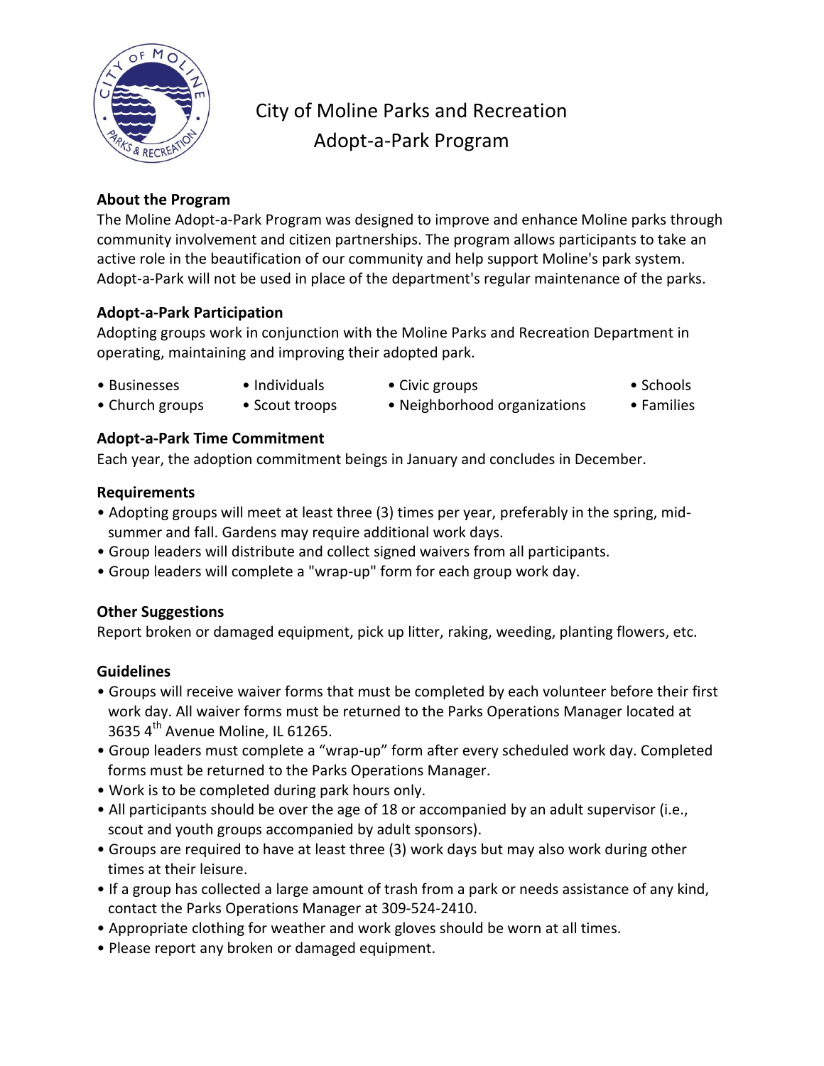# City of Moline Parks and Recreation
# Adopt-a-Park Program

### About the Program

The Moline Adopt-a-Park Program was designed to improve and enhance Moline parks through community involvement and citizen partnerships. The program allows participants to take an active role in the beautification of our community and help support Moline's park system. Adopt-a-Park will not be used in place of the department's regular maintenance of the parks.

### Adopt-a-Park Participation

Adopting groups work in conjunction with the Moline Parks and Recreation Department in operating, maintaining and improving their adopted park.

- Businesses
- Individuals
- Civic groups
- Schools
- Church groups
- Scout troops
- Neighborhood organizations
- Families

### Adopt-a-Park Time Commitment

Each year, the adoption commitment beings in January and concludes in December.

### Requirements

- Adopting groups will meet at least three (3) times per year, preferably in the spring, mid-summer and fall. Gardens may require additional work days.
- Group leaders will distribute and collect signed waivers from all participants.
- Group leaders will complete a "wrap-up" form for each group work day.

### Other Suggestions

Report broken or damaged equipment, pick up litter, raking, weeding, planting flowers, etc.

### Guidelines

- Groups will receive waiver forms that must be completed by each volunteer before their first work day. All waiver forms must be returned to the Parks Operations Manager located at 3635 4th Avenue Moline, IL 61265.
- Group leaders must complete a "wrap-up" form after every scheduled work day. Completed forms must be returned to the Parks Operations Manager.
- Work is to be completed during park hours only.
- All participants should be over the age of 18 or accompanied by an adult supervisor (i.e., scout and youth groups accompanied by adult sponsors).
- Groups are required to have at least three (3) work days but may also work during other times at their leisure.
- If a group has collected a large amount of trash from a park or needs assistance of any kind, contact the Parks Operations Manager at 309-524-2410.
- Appropriate clothing for weather and work gloves should be worn at all times.
- Please report any broken or damaged equipment.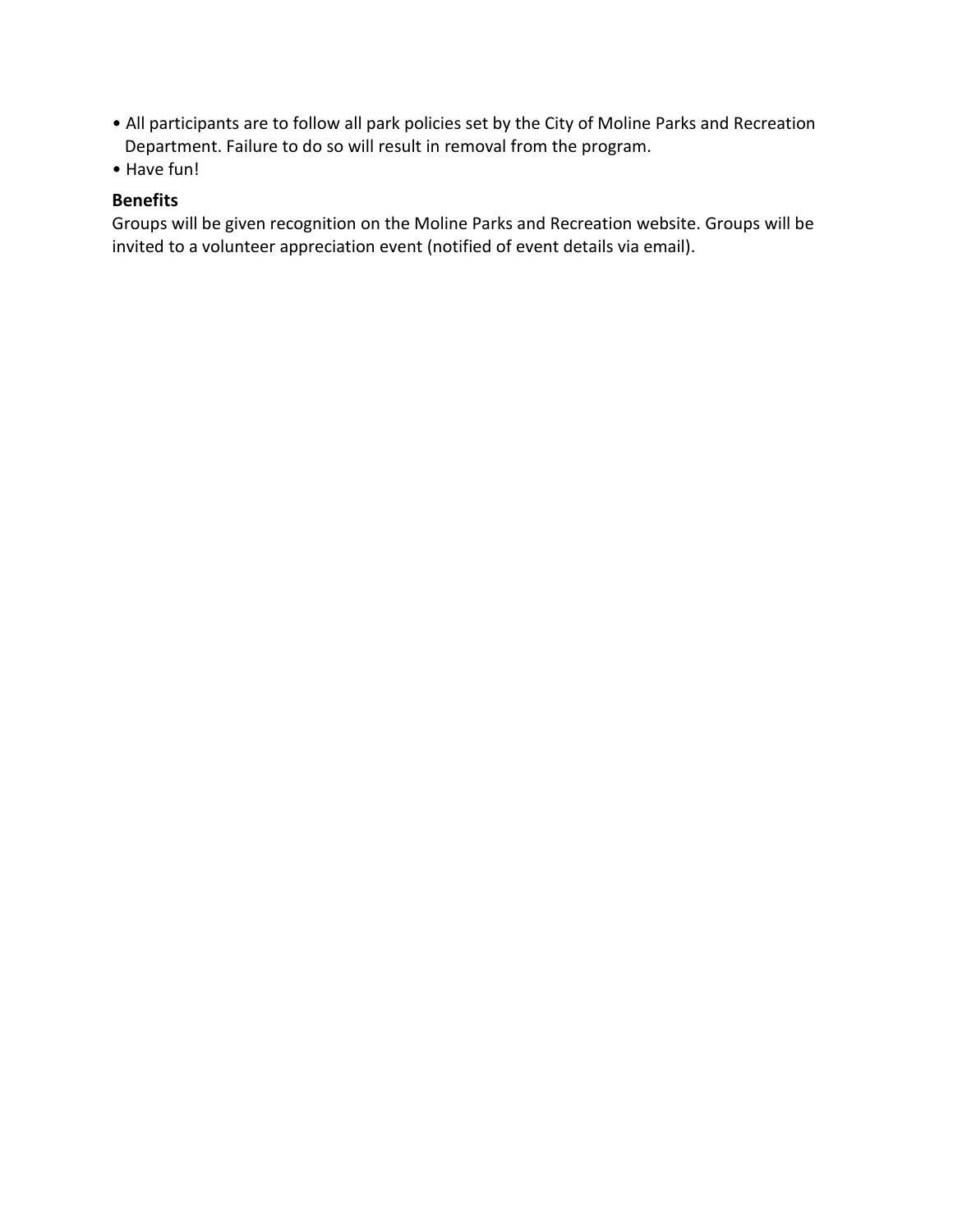- All participants are to follow all park policies set by the City of Moline Parks and Recreation Department. Failure to do so will result in removal from the program.
- Have fun!

**Benefits**

Groups will be given recognition on the Moline Parks and Recreation website. Groups will be invited to a volunteer appreciation event (notified of event details via email).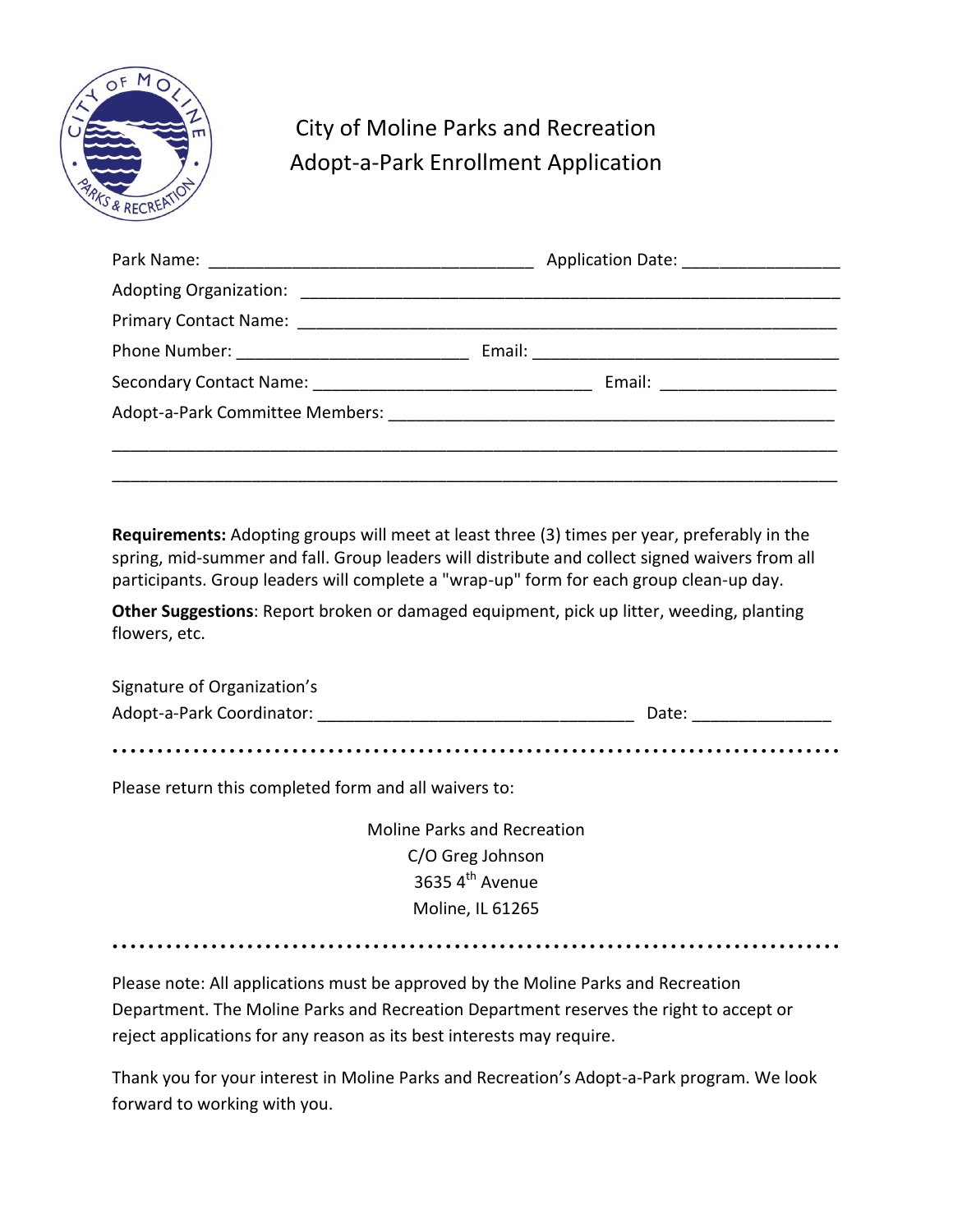# City of Moline Parks and Recreation
# Adopt-a-Park Enrollment Application

Park Name: ___________________________________ Application Date: ________________

Adopting Organization: ___________________________________________________________

Primary Contact Name: ___________________________________________________________

Phone Number: _________________________ Email: _________________________________

Secondary Contact Name: ______________________________ Email: ___________________

Adopt-a-Park Committee Members: ________________________________________________

______________________________________________________________________________

______________________________________________________________________________

**Requirements:** Adopting groups will meet at least three (3) times per year, preferably in the spring, mid-summer and fall. Group leaders will distribute and collect signed waivers from all participants. Group leaders will complete a "wrap-up" form for each group clean-up day.

**Other Suggestions**: Report broken or damaged equipment, pick up litter, weeding, planting flowers, etc.

Signature of Organization's
Adopt-a-Park Coordinator: __________________________________ Date: ______________

---

Please return this completed form and all waivers to:

Moline Parks and Recreation
C/O Greg Johnson
3635 4th Avenue
Moline, IL 61265

---

Please note: All applications must be approved by the Moline Parks and Recreation Department. The Moline Parks and Recreation Department reserves the right to accept or reject applications for any reason as its best interests may require.

Thank you for your interest in Moline Parks and Recreation's Adopt-a-Park program. We look forward to working with you.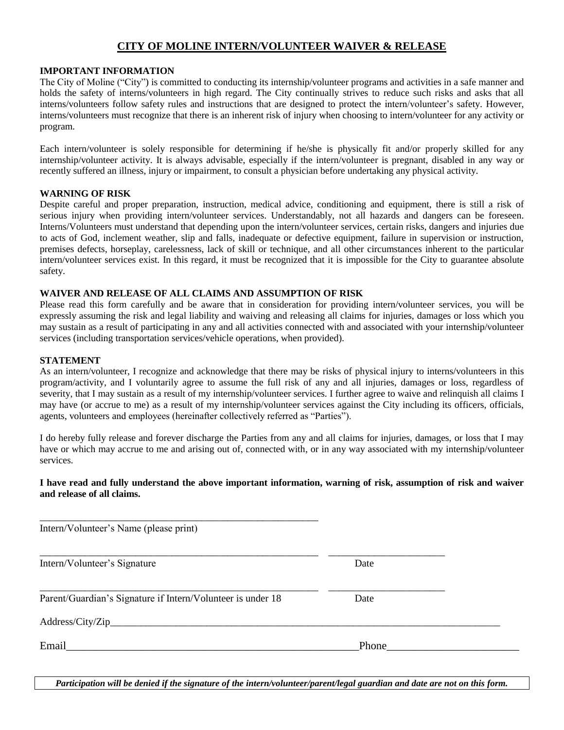# CITY OF MOLINE INTERN/VOLUNTEER WAIVER & RELEASE

**IMPORTANT INFORMATION**

The City of Moline ("City") is committed to conducting its internship/volunteer programs and activities in a safe manner and holds the safety of interns/volunteers in high regard. The City continually strives to reduce such risks and asks that all interns/volunteers follow safety rules and instructions that are designed to protect the intern/volunteer's safety. However, interns/volunteers must recognize that there is an inherent risk of injury when choosing to intern/volunteer for any activity or program.

Each intern/volunteer is solely responsible for determining if he/she is physically fit and/or properly skilled for any internship/volunteer activity. It is always advisable, especially if the intern/volunteer is pregnant, disabled in any way or recently suffered an illness, injury or impairment, to consult a physician before undertaking any physical activity.

**WARNING OF RISK**

Despite careful and proper preparation, instruction, medical advice, conditioning and equipment, there is still a risk of serious injury when providing intern/volunteer services. Understandably, not all hazards and dangers can be foreseen. Interns/Volunteers must understand that depending upon the intern/volunteer services, certain risks, dangers and injuries due to acts of God, inclement weather, slip and falls, inadequate or defective equipment, failure in supervision or instruction, premises defects, horseplay, carelessness, lack of skill or technique, and all other circumstances inherent to the particular intern/volunteer services exist. In this regard, it must be recognized that it is impossible for the City to guarantee absolute safety.

**WAIVER AND RELEASE OF ALL CLAIMS AND ASSUMPTION OF RISK**

Please read this form carefully and be aware that in consideration for providing intern/volunteer services, you will be expressly assuming the risk and legal liability and waiving and releasing all claims for injuries, damages or loss which you may sustain as a result of participating in any and all activities connected with and associated with your internship/volunteer services (including transportation services/vehicle operations, when provided).

**STATEMENT**

As an intern/volunteer, I recognize and acknowledge that there may be risks of physical injury to interns/volunteers in this program/activity, and I voluntarily agree to assume the full risk of any and all injuries, damages or loss, regardless of severity, that I may sustain as a result of my internship/volunteer services. I further agree to waive and relinquish all claims I may have (or accrue to me) as a result of my internship/volunteer services against the City including its officers, officials, agents, volunteers and employees (hereinafter collectively referred as "Parties").

I do hereby fully release and forever discharge the Parties from any and all claims for injuries, damages, or loss that I may have or which may accrue to me and arising out of, connected with, or in any way associated with my internship/volunteer services.

**I have read and fully understand the above important information, warning of risk, assumption of risk and waiver and release of all claims.**

\_\_\_\_\_\_\_\_\_\_\_\_\_\_\_\_\_\_\_\_\_\_\_\_\_\_\_\_\_\_\_\_\_\_\_\_\_\_\_\_\_\_\_\_
Intern/Volunteer's Name (please print)

\_\_\_\_\_\_\_\_\_\_\_\_\_\_\_\_\_\_\_\_\_\_\_\_\_\_\_\_\_\_\_\_\_\_\_\_\_\_\_\_\_\_\_\_ \_\_\_\_\_\_\_\_\_\_\_\_\_\_\_\_\_\_\_\_
Intern/Volunteer's Signature Date

\_\_\_\_\_\_\_\_\_\_\_\_\_\_\_\_\_\_\_\_\_\_\_\_\_\_\_\_\_\_\_\_\_\_\_\_\_\_\_\_\_\_\_\_ \_\_\_\_\_\_\_\_\_\_\_\_\_\_\_\_\_\_\_\_
Parent/Guardian's Signature if Intern/Volunteer is under 18 Date

Address/City/Zip\_\_\_\_\_\_\_\_\_\_\_\_\_\_\_\_\_\_\_\_\_\_\_\_\_\_\_\_\_\_\_\_\_\_\_\_\_\_\_\_\_\_\_\_\_\_\_\_\_\_\_\_

Email\_\_\_\_\_\_\_\_\_\_\_\_\_\_\_\_\_\_\_\_\_\_\_\_\_\_\_\_\_\_\_\_\_\_\_\_\_\_\_\_\_\_\_\_Phone\_\_\_\_\_\_\_\_\_\_\_\_\_\_\_\_\_\_\_\_

***Participation will be denied if the signature of the intern/volunteer/parent/legal guardian and date are not on this form.***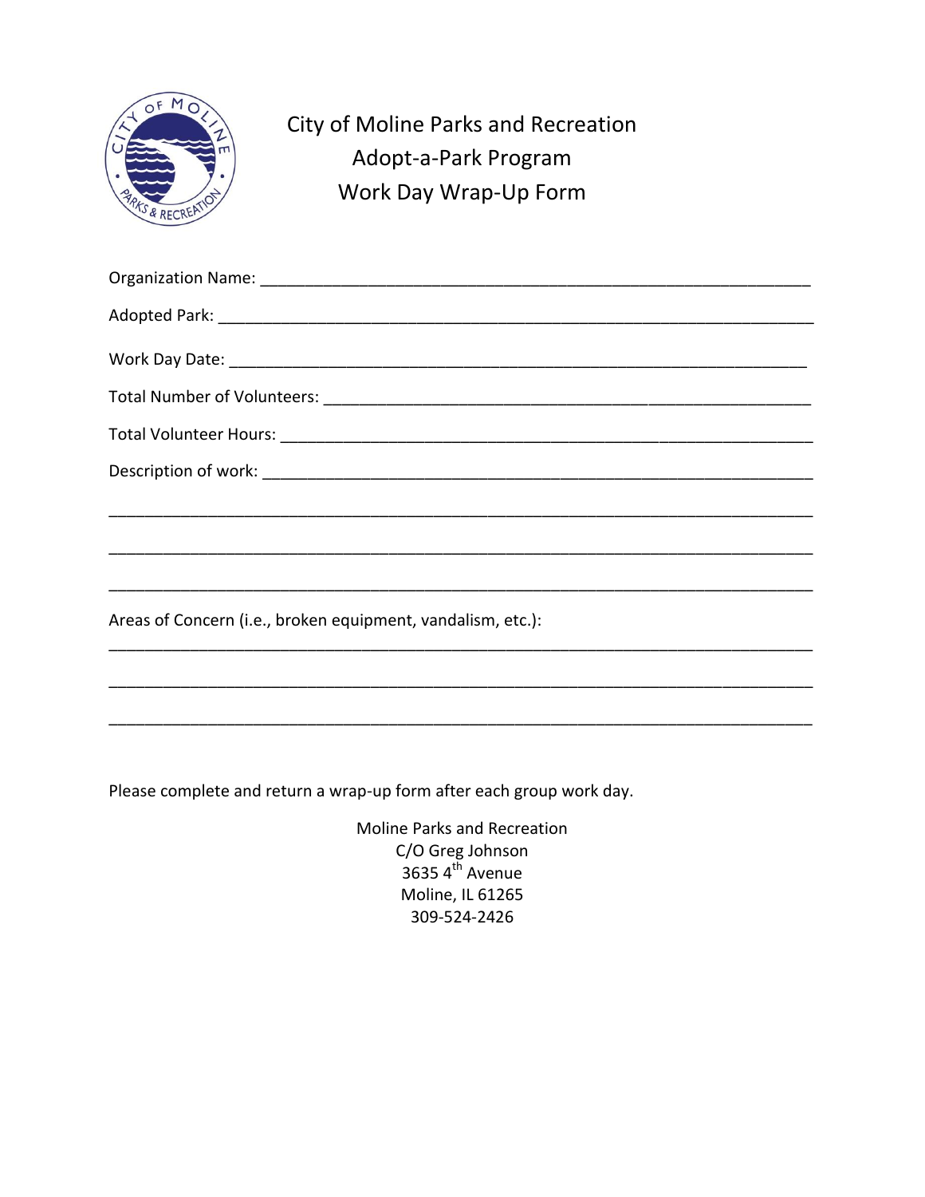# City of Moline Parks and Recreation
## Adopt-a-Park Program
## Work Day Wrap-Up Form

Organization Name: ___________________________________________________________

Adopted Park: _______________________________________________________________

Work Day Date: ______________________________________________________________

Total Number of Volunteers: ____________________________________________________

Total Volunteer Hours: _________________________________________________________

Description of work: ___________________________________________________________

_____________________________________________________________________________

_____________________________________________________________________________

_____________________________________________________________________________

Areas of Concern (i.e., broken equipment, vandalism, etc.):

_____________________________________________________________________________

_____________________________________________________________________________

_____________________________________________________________________________

Please complete and return a wrap-up form after each group work day.

Moline Parks and Recreation  
C/O Greg Johnson  
3635 4th Avenue  
Moline, IL 61265  
309-524-2426